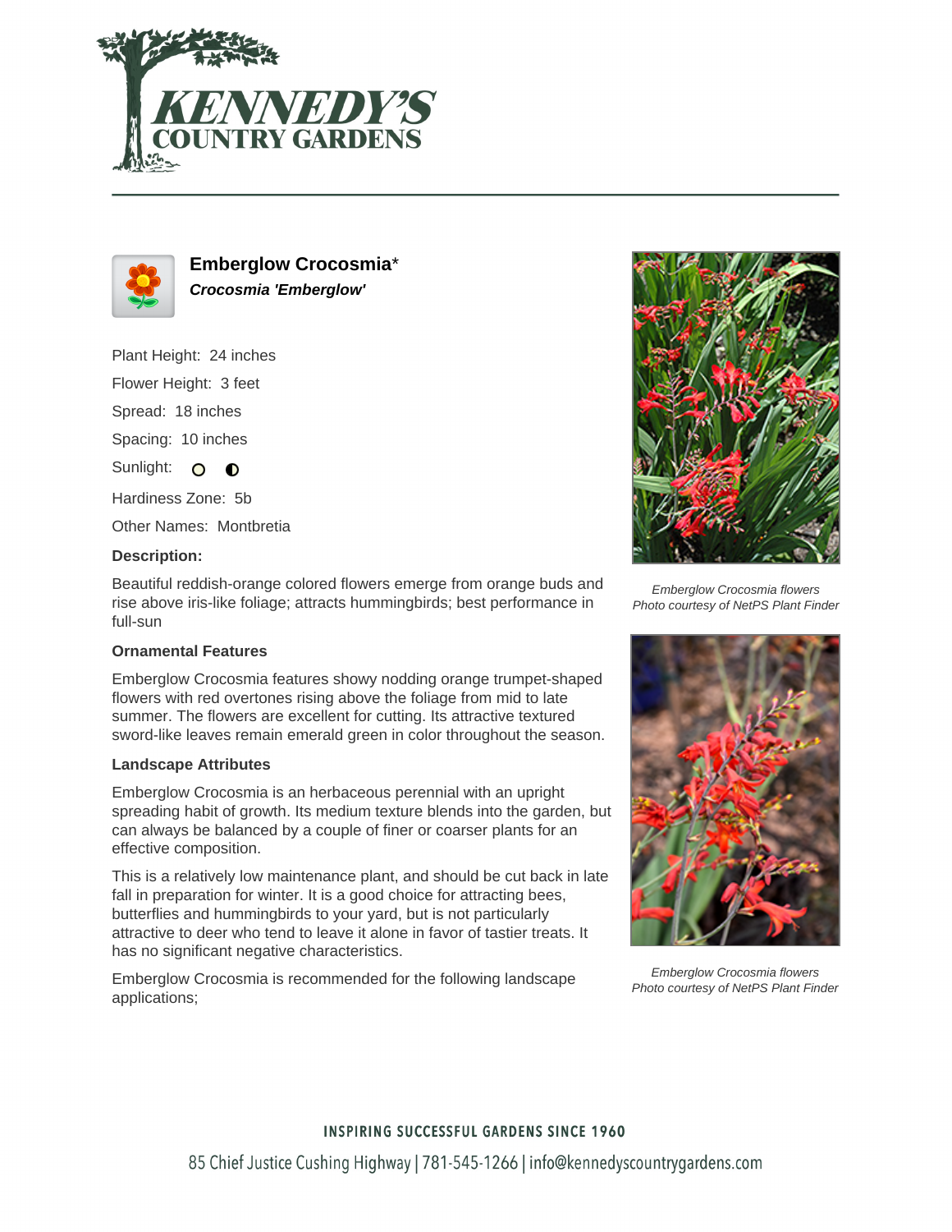# Emberglow Crocosmia*

***Crocosmia 'Emberglow'***

Plant Height: 24 inches

Flower Height: 3 feet

Spread: 18 inches

Spacing: 10 inches

Sunlight:

Hardiness Zone: 5b

Other Names: Montbretia

**Description:**

Beautiful reddish-orange colored flowers emerge from orange buds and rise above iris-like foliage; attracts hummingbirds; best performance in full-sun

### Ornamental Features

Emberglow Crocosmia features showy nodding orange trumpet-shaped flowers with red overtones rising above the foliage from mid to late summer. The flowers are excellent for cutting. Its attractive textured sword-like leaves remain emerald green in color throughout the season.

### Landscape Attributes

Emberglow Crocosmia is an herbaceous perennial with an upright spreading habit of growth. Its medium texture blends into the garden, but can always be balanced by a couple of finer or coarser plants for an effective composition.

This is a relatively low maintenance plant, and should be cut back in late fall in preparation for winter. It is a good choice for attracting bees, butterflies and hummingbirds to your yard, but is not particularly attractive to deer who tend to leave it alone in favor of tastier treats. It has no significant negative characteristics.

Emberglow Crocosmia is recommended for the following landscape applications;

*Emberglow Crocosmia flowers*
*Photo courtesy of NetPS Plant Finder*

*Emberglow Crocosmia flowers*
*Photo courtesy of NetPS Plant Finder*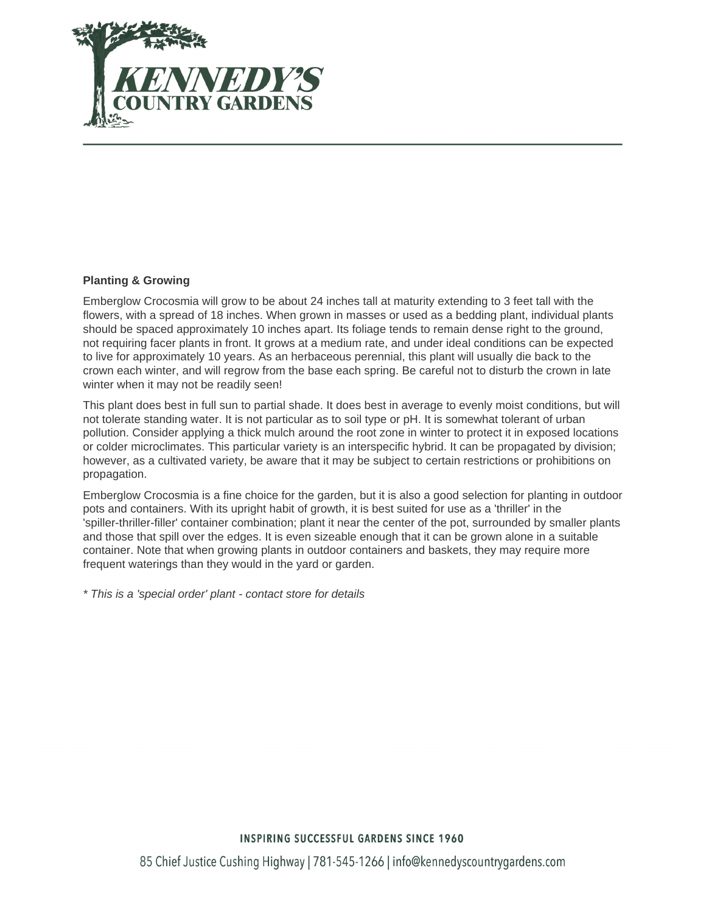**Planting & Growing**

Emberglow Crocosmia will grow to be about 24 inches tall at maturity extending to 3 feet tall with the flowers, with a spread of 18 inches. When grown in masses or used as a bedding plant, individual plants should be spaced approximately 10 inches apart. Its foliage tends to remain dense right to the ground, not requiring facer plants in front. It grows at a medium rate, and under ideal conditions can be expected to live for approximately 10 years. As an herbaceous perennial, this plant will usually die back to the crown each winter, and will regrow from the base each spring. Be careful not to disturb the crown in late winter when it may not be readily seen!

This plant does best in full sun to partial shade. It does best in average to evenly moist conditions, but will not tolerate standing water. It is not particular as to soil type or pH. It is somewhat tolerant of urban pollution. Consider applying a thick mulch around the root zone in winter to protect it in exposed locations or colder microclimates. This particular variety is an interspecific hybrid. It can be propagated by division; however, as a cultivated variety, be aware that it may be subject to certain restrictions or prohibitions on propagation.

Emberglow Crocosmia is a fine choice for the garden, but it is also a good selection for planting in outdoor pots and containers. With its upright habit of growth, it is best suited for use as a 'thriller' in the 'spiller-thriller-filler' container combination; plant it near the center of the pot, surrounded by smaller plants and those that spill over the edges. It is even sizeable enough that it can be grown alone in a suitable container. Note that when growing plants in outdoor containers and baskets, they may require more frequent waterings than they would in the yard or garden.

*\* This is a 'special order' plant - contact store for details*